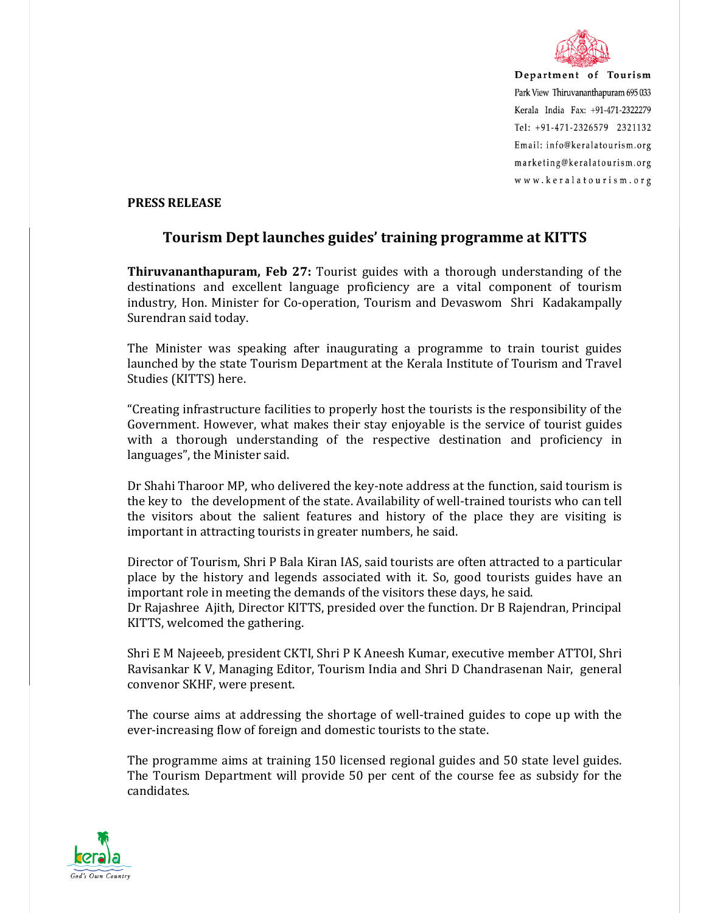Department of Tourism
Park View Thiruvananthapuram 695 033
Kerala India Fax: +91-471-2322279
Tel: +91-471-2326579 2321132
Email: info@keralatourism.org
marketing@keralatourism.org
www.keralatourism.org

**PRESS RELEASE**

## Tourism Dept launches guides' training programme at KITTS

**Thiruvananthapuram, Feb 27:** Tourist guides with a thorough understanding of the destinations and excellent language proficiency are a vital component of tourism industry, Hon. Minister for Co-operation, Tourism and Devaswom Shri Kadakampally Surendran said today.

The Minister was speaking after inaugurating a programme to train tourist guides launched by the state Tourism Department at the Kerala Institute of Tourism and Travel Studies (KITTS) here.

"Creating infrastructure facilities to properly host the tourists is the responsibility of the Government. However, what makes their stay enjoyable is the service of tourist guides with a thorough understanding of the respective destination and proficiency in languages", the Minister said.

Dr Shahi Tharoor MP, who delivered the key-note address at the function, said tourism is the key to the development of the state. Availability of well-trained tourists who can tell the visitors about the salient features and history of the place they are visiting is important in attracting tourists in greater numbers, he said.

Director of Tourism, Shri P Bala Kiran IAS, said tourists are often attracted to a particular place by the history and legends associated with it. So, good tourists guides have an important role in meeting the demands of the visitors these days, he said.
Dr Rajashree Ajith, Director KITTS, presided over the function. Dr B Rajendran, Principal KITTS, welcomed the gathering.

Shri E M Najeeeb, president CKTI, Shri P K Aneesh Kumar, executive member ATTOI, Shri Ravisankar K V, Managing Editor, Tourism India and Shri D Chandrasenan Nair, general convenor SKHF, were present.

The course aims at addressing the shortage of well-trained guides to cope up with the ever-increasing flow of foreign and domestic tourists to the state.

The programme aims at training 150 licensed regional guides and 50 state level guides. The Tourism Department will provide 50 per cent of the course fee as subsidy for the candidates.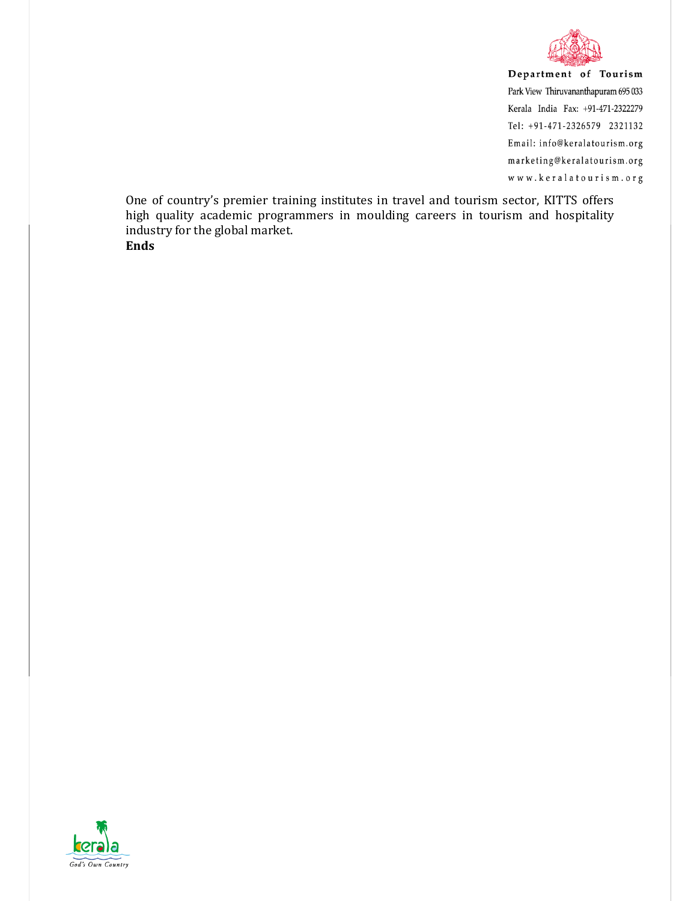Department of Tourism
Park View Thiruvananthapuram 695 033
Kerala India Fax: +91-471-2322279
Tel: +91-471-2326579 2321132
Email: info@keralatourism.org
marketing@keralatourism.org
www.keralatourism.org

One of country's premier training institutes in travel and tourism sector, KITTS offers high quality academic programmers in moulding careers in tourism and hospitality industry for the global market.

**Ends**